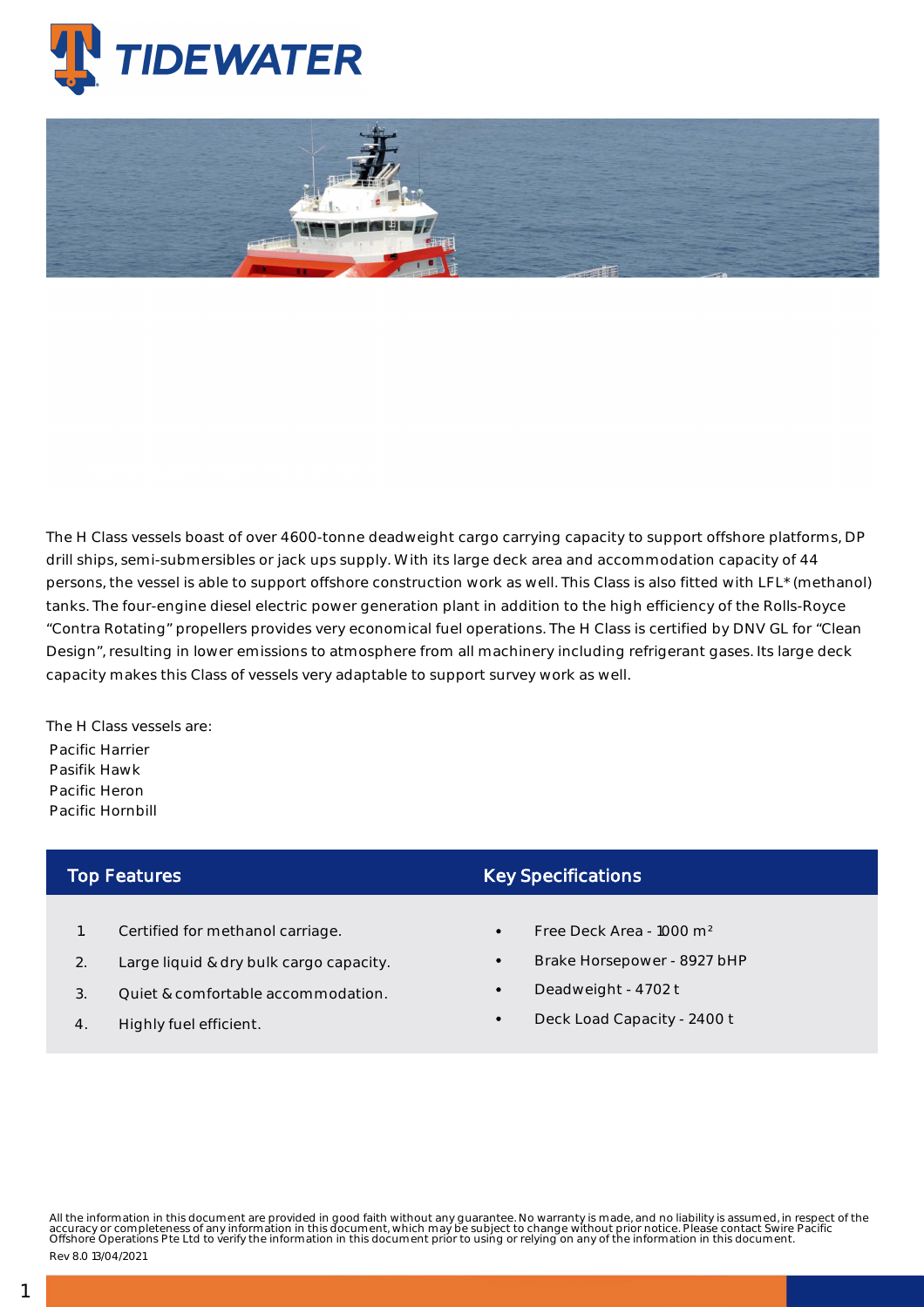The H Class vessels boast of over 4600-tonne deadweight cargo carrying capacity to support offshore platforms, DP drill ships, semi-submersibles or jack ups supply. With its large deck area and accommodation capacity of 44 persons, the vessel is able to support offshore construction work as well. This Class is also fitted with LFL* (methanol) tanks. The four-engine diesel electric power generation plant in addition to the high efficiency of the Rolls-Royce "Contra Rotating" propellers provides very economical fuel operations. The H Class is certified by DNV GL for "Clean Design", resulting in lower emissions to atmosphere from all machinery including refrigerant gases. Its large deck capacity makes this Class of vessels very adaptable to support survey work as well.

The H Class vessels are:

Pacific Harrier
Pasifik Hawk
Pacific Heron
Pacific Hornbill

## Top Features

1. Certified for methanol carriage.
2. Large liquid & dry bulk cargo capacity.
3. Quiet & comfortable accommodation.
4. Highly fuel efficient.

## Key Specifications

- Free Deck Area - 1000 m²
- Brake Horsepower - 8927 bHP
- Deadweight - 4702 t
- Deck Load Capacity - 2400 t

All the information in this document are provided in good faith without any guarantee. No warranty is made, and no liability is assumed, in respect of the accuracy or completeness of any information in this document, which may be subject to change without prior notice. Please contact Swire Pacific Offshore Operations Pte Ltd to verify the information in this document prior to using or relying on any of the information in this document.

Rev 8.0 13/04/2021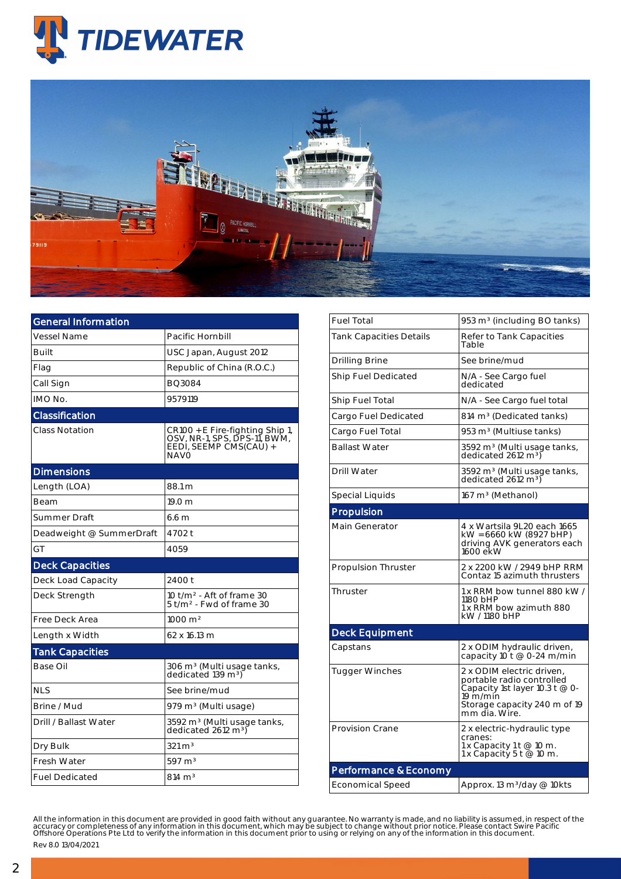# TIDEWATER

| General Information | |
|---|---|
| Vessel Name | Pacific Hornbill |
| Built | USC Japan, August 2012 |
| Flag | Republic of China (R.O.C.) |
| Call Sign | BQ3084 |
| IMO No. | 9579119 |
| **Classification** | |
| Class Notation | CR100 +E Fire-fighting Ship 1, OSV, NR-1, SPS, DPS-11, BWM, EEDI, SEEMP CMS(CAU) + NAV0 |
| **Dimensions** | |
| Length (LOA) | 88.1 m |
| Beam | 19.0 m |
| Summer Draft | 6.6 m |
| Deadweight @ SummerDraft | 4702 t |
| GT | 4059 |
| **Deck Capacities** | |
| Deck Load Capacity | 2400 t |
| Deck Strength | 10 t/m² - Aft of frame 30<br>5 t/m² - Fwd of frame 30 |
| Free Deck Area | 1000 m² |
| Length x Width | 62 x 16.13 m |
| **Tank Capacities** | |
| Base Oil | 306 m³ (Multi usage tanks, dedicated 139 m³) |
| NLS | See brine/mud |
| Brine / Mud | 979 m³ (Multi usage) |
| Drill / Ballast Water | 3592 m³ (Multi usage tanks, dedicated 2612 m³) |
| Dry Bulk | 321 m³ |
| Fresh Water | 597 m³ |
| Fuel Dedicated | 814 m³ |

| | |
|---|---|
| Fuel Total | 953 m³ (including BO tanks) |
| Tank Capacities Details | Refer to Tank Capacities Table |
| Drilling Brine | See brine/mud |
| Ship Fuel Dedicated | N/A - See Cargo fuel dedicated |
| Ship Fuel Total | N/A - See Cargo fuel total |
| Cargo Fuel Dedicated | 814 m³ (Dedicated tanks) |
| Cargo Fuel Total | 953 m³ (Multiuse tanks) |
| Ballast Water | 3592 m³ (Multi usage tanks, dedicated 2612 m³) |
| Drill Water | 3592 m³ (Multi usage tanks, dedicated 2612 m³) |
| Special Liquids | 167 m³ (Methanol) |
| **Propulsion** | |
| Main Generator | 4 x Wartsila 9L20 each 1665 kW =6660 kW (8927 bHP) driving AVK generators each 1600 ekW |
| Propulsion Thruster | 2 x 2200 kW / 2949 bHP RRM Contaz 15 azimuth thrusters |
| Thruster | 1 x RRM bow tunnel 880 kW / 1180 bHP<br>1 x RRM bow azimuth 880 kW / 1180 bHP |
| **Deck Equipment** | |
| Capstans | 2 x ODIM hydraulic driven, capacity 10 t @ 0-24 m/min |
| Tugger Winches | 2 x ODIM electric driven, portable radio controlled Capacity 1st layer 10.3 t @ 0-19 m/min<br>Storage capacity 240 m of 19 mm dia. Wire. |
| Provision Crane | 2 x electric-hydraulic type cranes:<br>1 x Capacity 1 t @ 10 m.<br>1 x Capacity 5 t @ 10 m. |
| **Performance & Economy** | |
| Economical Speed | Approx. 13 m³/day @ 10kts |

All the information in this document are provided in good faith without any guarantee. No warranty is made, and no liability is assumed, in respect of the accuracy or completeness of any information in this document, which may be subject to change without prior notice. Please contact Swire Pacific Offshore Operations Pte Ltd to verify the information in this document prior to using or relying on any of the information in this document.

Rev 8.0 13/04/2021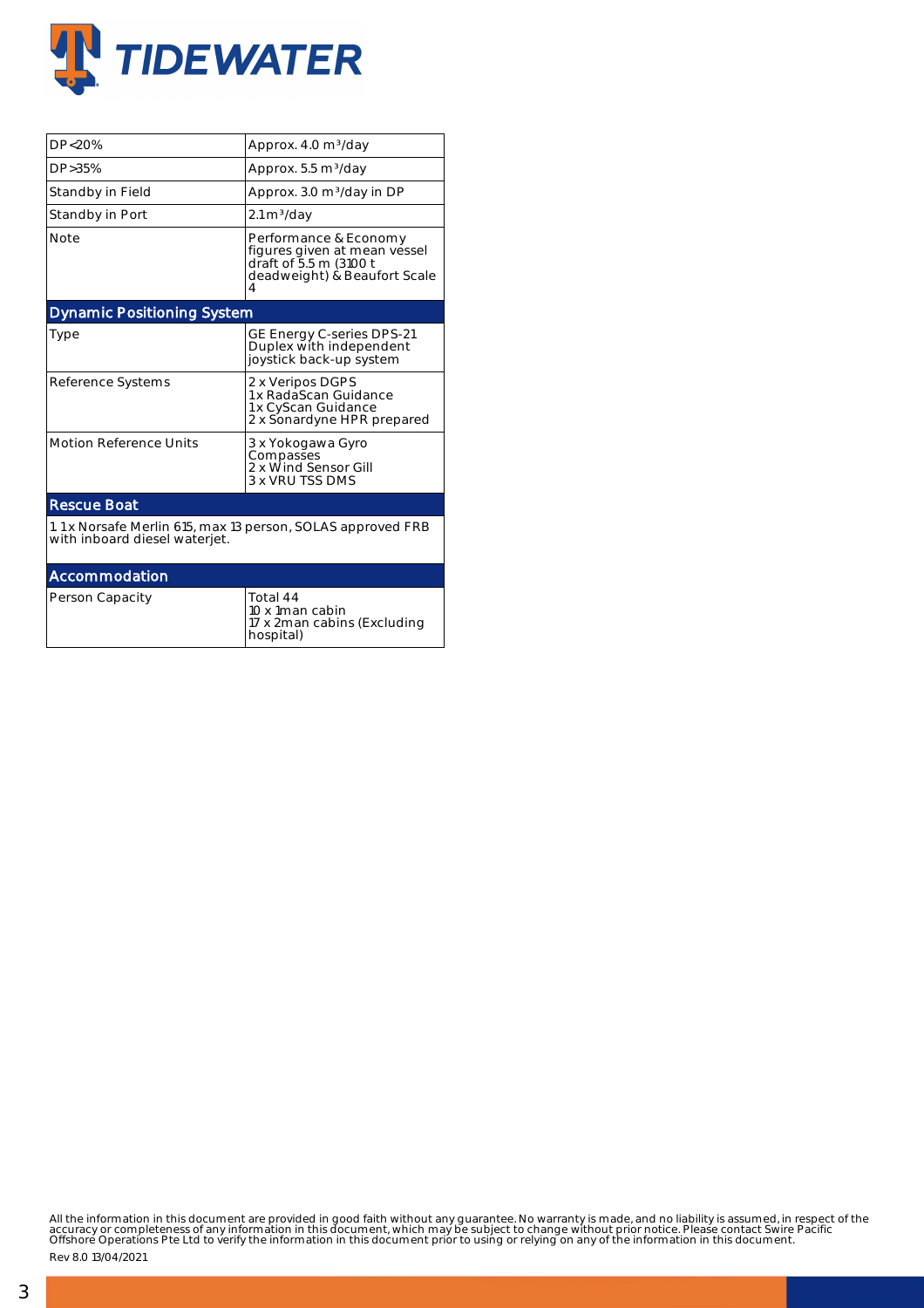| | |
|---|---|
| DP<20% | Approx. 4.0 m³/day |
| DP>35% | Approx. 5.5 m³/day |
| Standby in Field | Approx. 3.0 m³/day in DP |
| Standby in Port | 2.1m³/day |
| Note | Performance & Economy figures given at mean vessel draft of 5.5 m (3100 t deadweight) & Beaufort Scale 4 |

## Dynamic Positioning System

| | |
|---|---|
| Type | GE Energy C-series DPS-21 Duplex with independent joystick back-up system |
| Reference Systems | 2 x Veripos DGPS<br>1x RadaScan Guidance<br>1x CyScan Guidance<br>2 x Sonardyne HPR prepared |
| Motion Reference Units | 3 x Yokogawa Gyro Compasses<br>2 x Wind Sensor Gill<br>3 x VRU TSS DMS |

## Rescue Boat

1. 1 x Norsafe Merlin 615, max 13 person, SOLAS approved FRB with inboard diesel waterjet.

## Accommodation

| | |
|---|---|
| Person Capacity | Total 44<br>10 x 1man cabin<br>17 x 2man cabins (Excluding hospital) |

All the information in this document are provided in good faith without any guarantee. No warranty is made, and no liability is assumed, in respect of the accuracy or completeness of any information in this document, which may be subject to change without prior notice. Please contact Swire Pacific Offshore Operations Pte Ltd to verify the information in this document prior to using or relying on any of the information in this document.

Rev 8.0 13/04/2021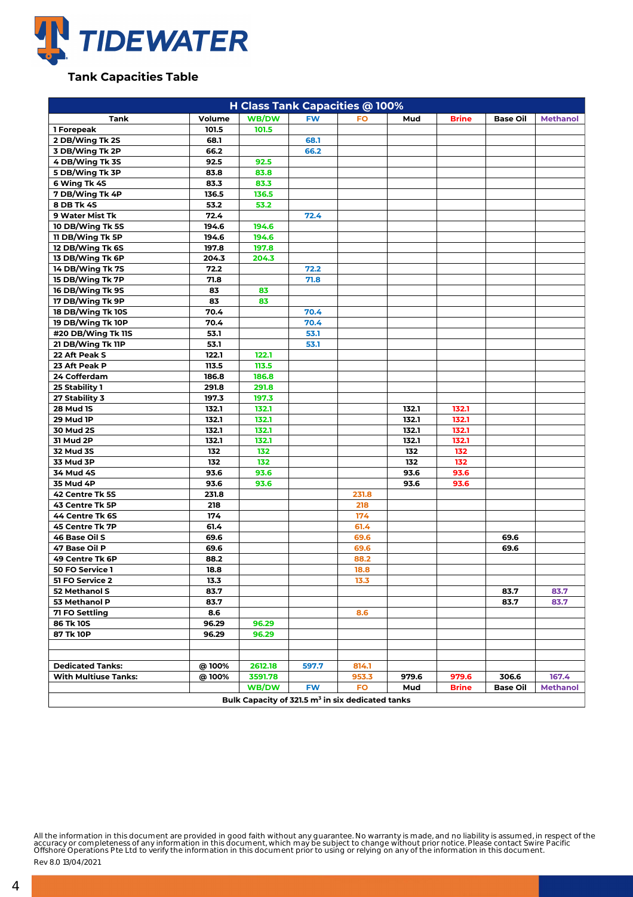# TIDEWATER

## Tank Capacities Table

| H Class Tank Capacities @ 100% | | | | | | | | |
|---|---|---|---|---|---|---|---|---|
| Tank | Volume | WB/DW | FW | FO | Mud | Brine | Base Oil | Methanol |
| 1 Forepeak | 101.5 | 101.5 | | | | | | |
| 2 DB/Wing Tk 2S | 68.1 | | 68.1 | | | | | |
| 3 DB/Wing Tk 2P | 66.2 | | 66.2 | | | | | |
| 4 DB/Wing Tk 3S | 92.5 | 92.5 | | | | | | |
| 5 DB/Wing Tk 3P | 83.8 | 83.8 | | | | | | |
| 6 Wing Tk 4S | 83.3 | 83.3 | | | | | | |
| 7 DB/Wing Tk 4P | 136.5 | 136.5 | | | | | | |
| 8 DB Tk 4S | 53.2 | 53.2 | | | | | | |
| 9 Water Mist Tk | 72.4 | | 72.4 | | | | | |
| 10 DB/Wing Tk 5S | 194.6 | 194.6 | | | | | | |
| 11 DB/Wing Tk 5P | 194.6 | 194.6 | | | | | | |
| 12 DB/Wing Tk 6S | 197.8 | 197.8 | | | | | | |
| 13 DB/Wing Tk 6P | 204.3 | 204.3 | | | | | | |
| 14 DB/Wing Tk 7S | 72.2 | | 72.2 | | | | | |
| 15 DB/Wing Tk 7P | 71.8 | | 71.8 | | | | | |
| 16 DB/Wing Tk 9S | 83 | 83 | | | | | | |
| 17 DB/Wing Tk 9P | 83 | 83 | | | | | | |
| 18 DB/Wing Tk 10S | 70.4 | | 70.4 | | | | | |
| 19 DB/Wing Tk 10P | 70.4 | | 70.4 | | | | | |
| #20 DB/Wing Tk 11S | 53.1 | | 53.1 | | | | | |
| 21 DB/Wing Tk 11P | 53.1 | | 53.1 | | | | | |
| 22 Aft Peak S | 122.1 | 122.1 | | | | | | |
| 23 Aft Peak P | 113.5 | 113.5 | | | | | | |
| 24 Cofferdam | 186.8 | 186.8 | | | | | | |
| 25 Stability 1 | 291.8 | 291.8 | | | | | | |
| 27 Stability 3 | 197.3 | 197.3 | | | | | | |
| 28 Mud 1S | 132.1 | 132.1 | | | 132.1 | 132.1 | | |
| 29 Mud 1P | 132.1 | 132.1 | | | 132.1 | 132.1 | | |
| 30 Mud 2S | 132.1 | 132.1 | | | 132.1 | 132.1 | | |
| 31 Mud 2P | 132.1 | 132.1 | | | 132.1 | 132.1 | | |
| 32 Mud 3S | 132 | 132 | | | 132 | 132 | | |
| 33 Mud 3P | 132 | 132 | | | 132 | 132 | | |
| 34 Mud 4S | 93.6 | 93.6 | | | 93.6 | 93.6 | | |
| 35 Mud 4P | 93.6 | 93.6 | | | 93.6 | 93.6 | | |
| 42 Centre Tk 5S | 231.8 | | | 231.8 | | | | |
| 43 Centre Tk 5P | 218 | | | 218 | | | | |
| 44 Centre Tk 6S | 174 | | | 174 | | | | |
| 45 Centre Tk 7P | 61.4 | | | 61.4 | | | | |
| 46 Base Oil S | 69.6 | | | 69.6 | | | 69.6 | |
| 47 Base Oil P | 69.6 | | | 69.6 | | | 69.6 | |
| 49 Centre Tk 6P | 88.2 | | | 88.2 | | | | |
| 50 FO Service 1 | 18.8 | | | 18.8 | | | | |
| 51 FO Service 2 | 13.3 | | | 13.3 | | | | |
| 52 Methanol S | 83.7 | | | | | | 83.7 | 83.7 |
| 53 Methanol P | 83.7 | | | | | | 83.7 | 83.7 |
| 71 FO Settling | 8.6 | | | 8.6 | | | | |
| 86 Tk 10S | 96.29 | 96.29 | | | | | | |
| 87 Tk 10P | 96.29 | 96.29 | | | | | | |
| | | | | | | | | |
| | | | | | | | | |
| Dedicated Tanks: | @ 100% | 2612.18 | 597.7 | 814.1 | | | | |
| With Multiuse Tanks: | @ 100% | 3591.78 | | 953.3 | 979.6 | 979.6 | 306.6 | 167.4 |
| | | WB/DW | FW | FO | Mud | Brine | Base Oil | Methanol |
| Bulk Capacity of 321.5 m³ in six dedicated tanks | | | | | | | | |

All the information in this document are provided in good faith without any guarantee. No warranty is made, and no liability is assumed, in respect of the accuracy or completeness of any information in this document, which may be subject to change without prior notice. Please contact Swire Pacific Offshore Operations Pte Ltd to verify the information in this document prior to using or relying on any of the information in this document.

Rev 8.0 13/04/2021